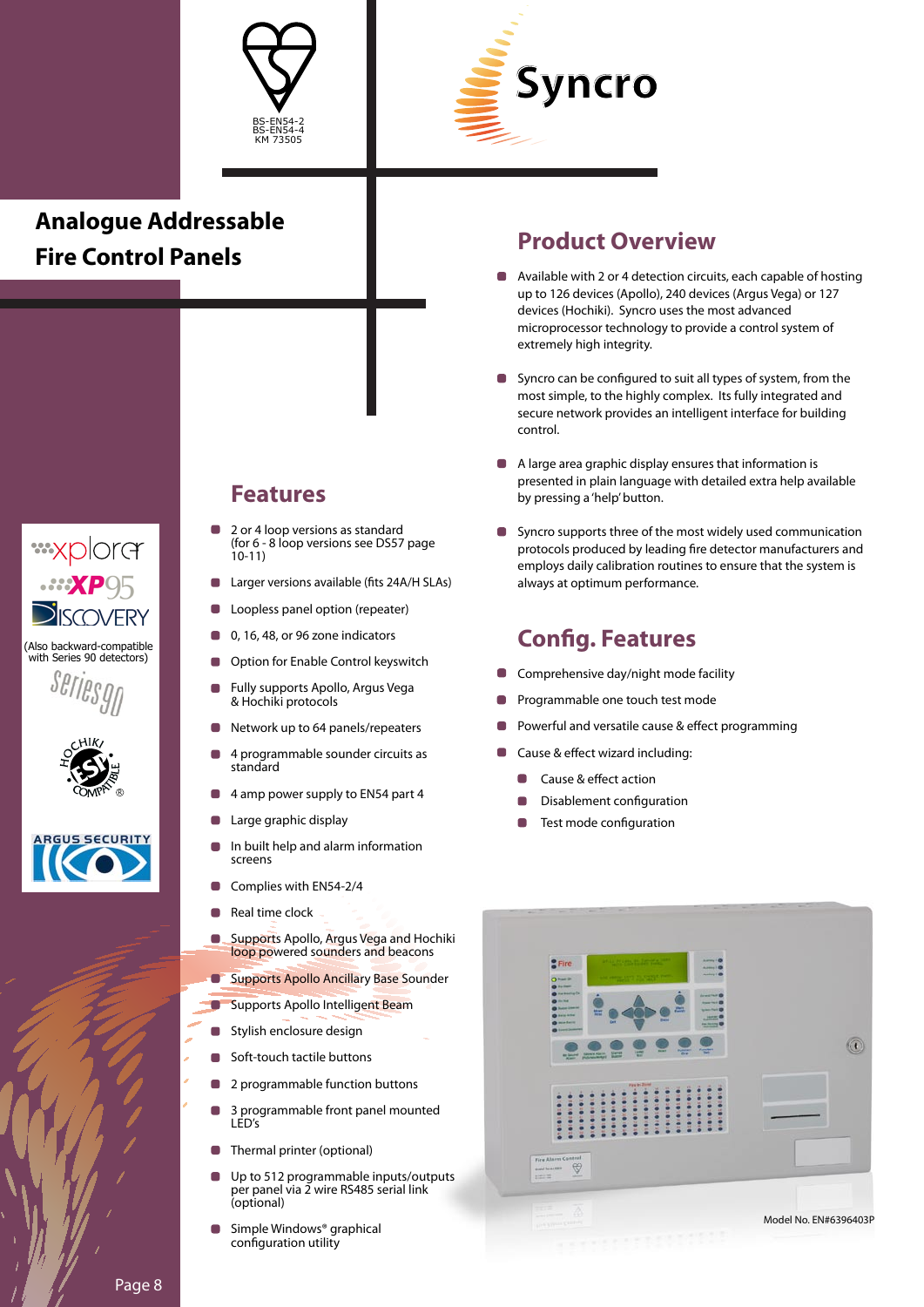BS-EN54-2
BS-EN54-4
KM 73505

Syncro

# Analogue Addressable Fire Control Panels

## Product Overview

- Available with 2 or 4 detection circuits, each capable of hosting up to 126 devices (Apollo), 240 devices (Argus Vega) or 127 devices (Hochiki). Syncro uses the most advanced microprocessor technology to provide a control system of extremely high integrity.
- Syncro can be configured to suit all types of system, from the most simple, to the highly complex. Its fully integrated and secure network provides an intelligent interface for building control.
- A large area graphic display ensures that information is presented in plain language with detailed extra help available by pressing a 'help' button.
- Syncro supports three of the most widely used communication protocols produced by leading fire detector manufacturers and employs daily calibration routines to ensure that the system is always at optimum performance.

## Features

- 2 or 4 loop versions as standard (for 6 - 8 loop versions see DS57 page 10-11)
- Larger versions available (fits 24A/H SLAs)
- Loopless panel option (repeater)
- 0, 16, 48, or 96 zone indicators
- Option for Enable Control keyswitch
- Fully supports Apollo, Argus Vega & Hochiki protocols
- Network up to 64 panels/repeaters
- 4 programmable sounder circuits as standard
- 4 amp power supply to EN54 part 4
- Large graphic display
- In built help and alarm information screens
- Complies with EN54-2/4
- Real time clock
- Supports Apollo, Argus Vega and Hochiki loop powered sounders and beacons
- Supports Apollo Ancillary Base Sounder
- Supports Apollo Intelligent Beam
- Stylish enclosure design
- Soft-touch tactile buttons
- 2 programmable function buttons
- 3 programmable front panel mounted LED's
- Thermal printer (optional)
- Up to 512 programmable inputs/outputs per panel via 2 wire RS485 serial link (optional)
- Simple Windows® graphical configuration utility

## Config. Features

- Comprehensive day/night mode facility
- Programmable one touch test mode
- Powerful and versatile cause & effect programming
- Cause & effect wizard including:
  - Cause & effect action
  - Disablement configuration
  - Test mode configuration

xplorer

XP95

DISCOVERY

(Also backward-compatible with Series 90 detectors)

Series 90

HOCHIKI ESP COMPATIBLE®

ARGUS SECURITY

Model No. EN#6396403P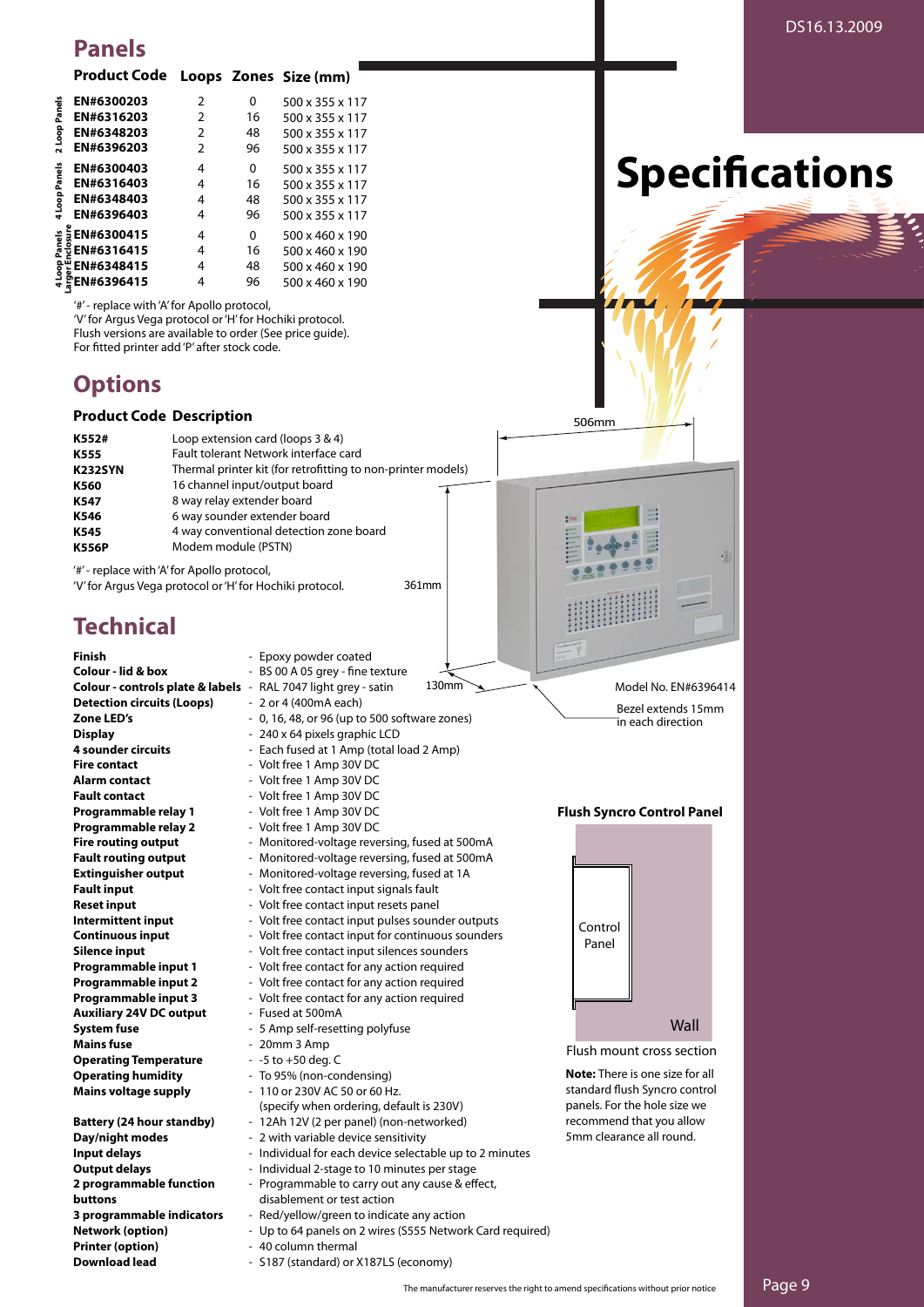# Specifications

## Panels

| | Product Code | Loops | Zones | Size (mm) |
|---|---|---|---|---|
| 2 Loop Panels | EN#6300203 | 2 | 0 | 500 x 355 x 117 |
| | EN#6316203 | 2 | 16 | 500 x 355 x 117 |
| | EN#6348203 | 2 | 48 | 500 x 355 x 117 |
| | EN#6396203 | 2 | 96 | 500 x 355 x 117 |
| 4 Loop Panels | EN#6300403 | 4 | 0 | 500 x 355 x 117 |
| | EN#6316403 | 4 | 16 | 500 x 355 x 117 |
| | EN#6348403 | 4 | 48 | 500 x 355 x 117 |
| | EN#6396403 | 4 | 96 | 500 x 355 x 117 |
| 4 Loop Panels Larger Enclosure | EN#6300415 | 4 | 0 | 500 x 460 x 190 |
| | EN#6316415 | 4 | 16 | 500 x 460 x 190 |
| | EN#6348415 | 4 | 48 | 500 x 460 x 190 |
| | EN#6396415 | 4 | 96 | 500 x 460 x 190 |

'#' - replace with 'A' for Apollo protocol,
'V' for Argus Vega protocol or 'H' for Hochiki protocol.
Flush versions are available to order (See price guide).
For fitted printer add 'P' after stock code.

## Options

| Product Code | Description |
|---|---|
| K552# | Loop extension card (loops 3 & 4) |
| K555 | Fault tolerant Network interface card |
| K232SYN | Thermal printer kit (for retrofitting to non-printer models) |
| K560 | 16 channel input/output board |
| K547 | 8 way relay extender board |
| K546 | 6 way sounder extender board |
| K545 | 4 way conventional detection zone board |
| K556P | Modem module (PSTN) |

'#' - replace with 'A' for Apollo protocol,
'V' for Argus Vega protocol or 'H' for Hochiki protocol.

506mm

361mm

130mm

Model No. EN#6396414

Bezel extends 15mm in each direction

## Technical

| | |
|---|---|
| **Finish** | - Epoxy powder coated |
| **Colour - lid & box** | - BS 00 A 05 grey - fine texture |
| **Colour - controls plate & labels** | - RAL 7047 light grey - satin |
| **Detection circuits (Loops)** | - 2 or 4 (400mA each) |
| **Zone LED's** | - 0, 16, 48, or 96 (up to 500 software zones) |
| **Display** | - 240 x 64 pixels graphic LCD |
| **4 sounder circuits** | - Each fused at 1 Amp (total load 2 Amp) |
| **Fire contact** | - Volt free 1 Amp 30V DC |
| **Alarm contact** | - Volt free 1 Amp 30V DC |
| **Fault contact** | - Volt free 1 Amp 30V DC |
| **Programmable relay 1** | - Volt free 1 Amp 30V DC |
| **Programmable relay 2** | - Volt free 1 Amp 30V DC |
| **Fire routing output** | - Monitored-voltage reversing, fused at 500mA |
| **Fault routing output** | - Monitored-voltage reversing, fused at 500mA |
| **Extinguisher output** | - Monitored-voltage reversing, fused at 1A |
| **Fault input** | - Volt free contact input signals fault |
| **Reset input** | - Volt free contact input resets panel |
| **Intermittent input** | - Volt free contact input pulses sounder outputs |
| **Continuous input** | - Volt free contact input for continuous sounders |
| **Silence input** | - Volt free contact input silences sounders |
| **Programmable input 1** | - Volt free contact for any action required |
| **Programmable input 2** | - Volt free contact for any action required |
| **Programmable input 3** | - Volt free contact for any action required |
| **Auxiliary 24V DC output** | - Fused at 500mA |
| **System fuse** | - 5 Amp self-resetting polyfuse |
| **Mains fuse** | - 20mm 3 Amp |
| **Operating Temperature** | - -5 to +50 deg. C |
| **Operating humidity** | - To 95% (non-condensing) |
| **Mains voltage supply** | - 110 or 230V AC 50 or 60 Hz. (specify when ordering, default is 230V) |
| **Battery (24 hour standby)** | - 12Ah 12V (2 per panel) (non-networked) |
| **Day/night modes** | - 2 with variable device sensitivity |
| **Input delays** | - Individual for each device selectable up to 2 minutes |
| **Output delays** | - Individual 2-stage to 10 minutes per stage |
| **2 programmable function buttons** | - Programmable to carry out any cause & effect, disablement or test action |
| **3 programmable indicators** | - Red/yellow/green to indicate any action |
| **Network (option)** | - Up to 64 panels on 2 wires (S555 Network Card required) |
| **Printer (option)** | - 40 column thermal |
| **Download lead** | - S187 (standard) or X187LS (economy) |

**Flush Syncro Control Panel**

Control Panel

Wall

Flush mount cross section

**Note:** There is one size for all standard flush Syncro control panels. For the hole size we recommend that you allow 5mm clearance all round.

The manufacturer reserves the right to amend specifications without prior notice